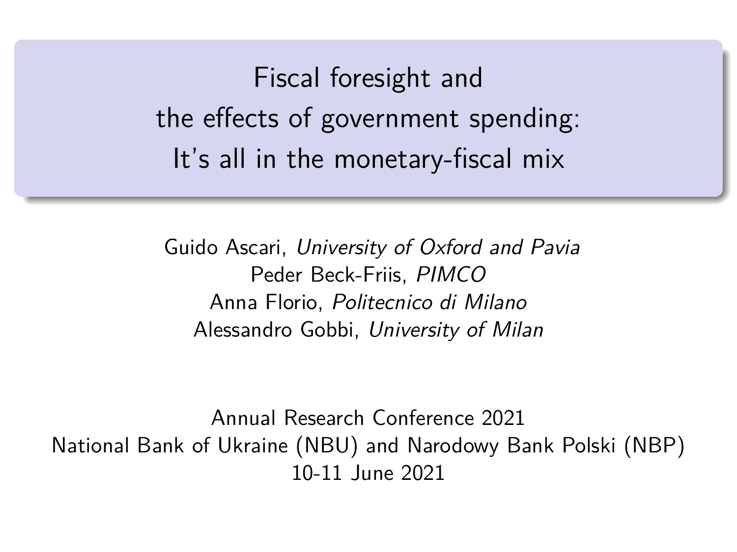# Fiscal foresight and the effects of government spending: It's all in the monetary-fiscal mix

Guido Ascari, *University of Oxford and Pavia*
Peder Beck-Friis, *PIMCO*
Anna Florio, *Politecnico di Milano*
Alessandro Gobbi, *University of Milan*

Annual Research Conference 2021
National Bank of Ukraine (NBU) and Narodowy Bank Polski (NBP)
10-11 June 2021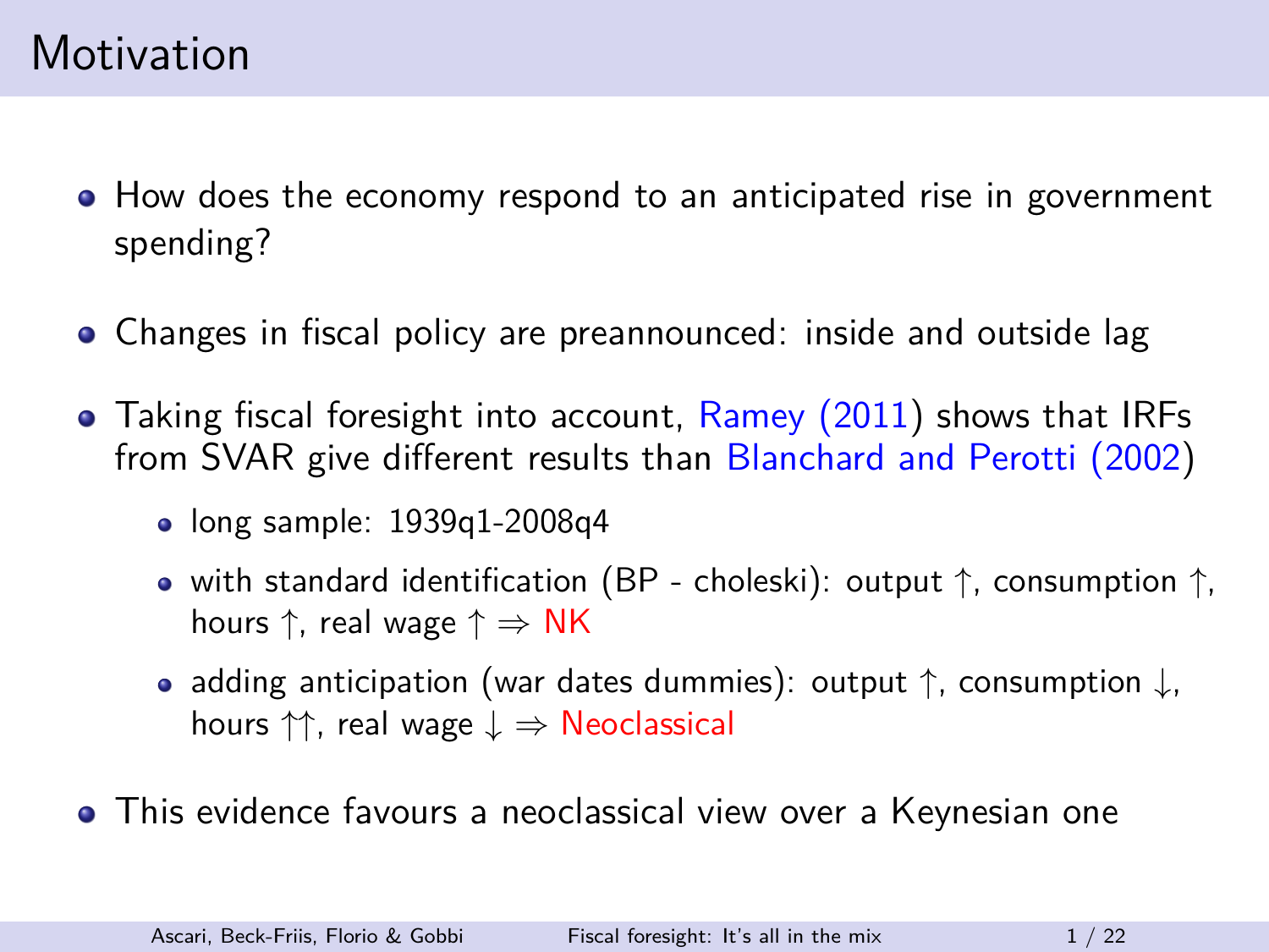# Motivation

- How does the economy respond to an anticipated rise in government spending?
- Changes in fiscal policy are preannounced: inside and outside lag
- Taking fiscal foresight into account, Ramey (2011) shows that IRFs from SVAR give different results than Blanchard and Perotti (2002)
  - long sample: 1939q1-2008q4
  - with standard identification (BP - choleski): output $\uparrow$, consumption $\uparrow$, hours $\uparrow$, real wage $\uparrow$ $\Rightarrow$ NK
  - adding anticipation (war dates dummies): output $\uparrow$, consumption $\downarrow$, hours $\uparrow\uparrow$, real wage $\downarrow$ $\Rightarrow$ Neoclassical
- This evidence favours a neoclassical view over a Keynesian one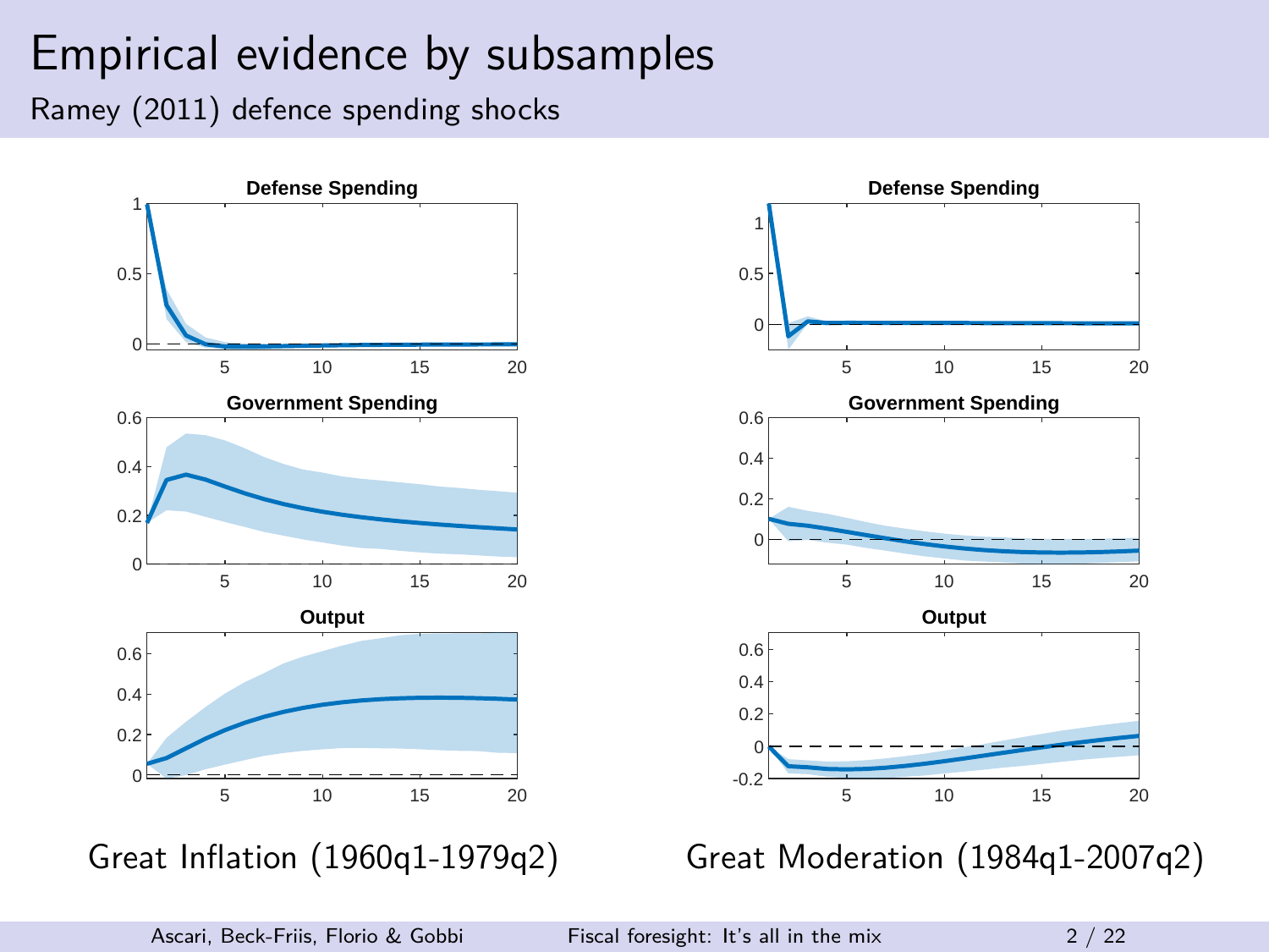# Empirical evidence by subsamples

## Ramey (2011) defence spending shocks

**Defense Spending** | **Government Spending** | **Output**

Great Inflation (1960q1-1979q2)

Great Moderation (1984q1-2007q2)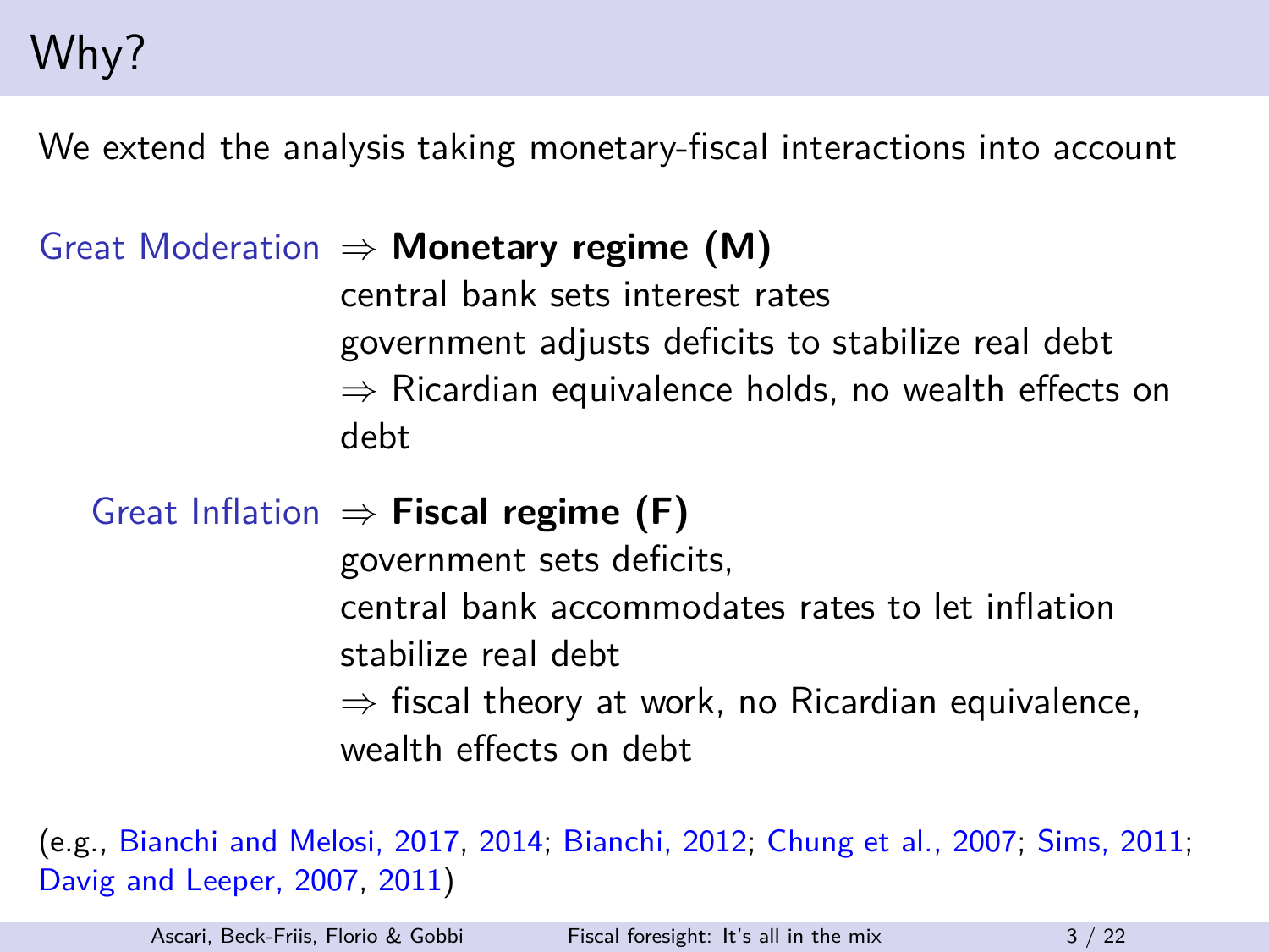# Why?

We extend the analysis taking monetary-fiscal interactions into account

Great Moderation ⇒ **Monetary regime (M)**

central bank sets interest rates
government adjusts deficits to stabilize real debt
⇒ Ricardian equivalence holds, no wealth effects on debt

Great Inflation ⇒ **Fiscal regime (F)**

government sets deficits,
central bank accommodates rates to let inflation stabilize real debt
⇒ fiscal theory at work, no Ricardian equivalence, wealth effects on debt

(e.g., Bianchi and Melosi, 2017, 2014; Bianchi, 2012; Chung et al., 2007; Sims, 2011; Davig and Leeper, 2007, 2011)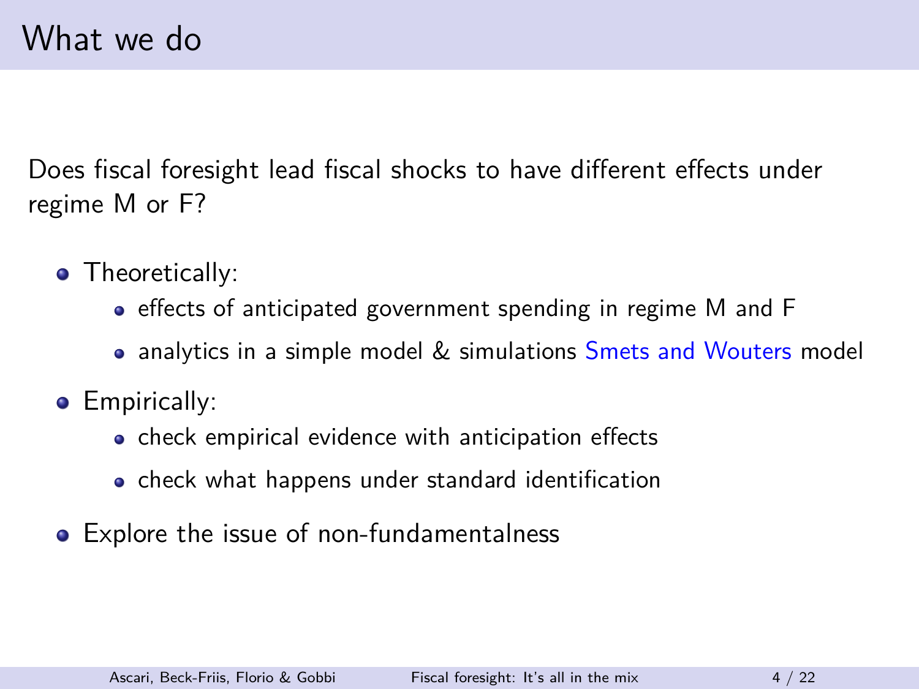# What we do

Does fiscal foresight lead fiscal shocks to have different effects under regime M or F?

- Theoretically:
  - effects of anticipated government spending in regime M and F
  - analytics in a simple model & simulations Smets and Wouters model
- Empirically:
  - check empirical evidence with anticipation effects
  - check what happens under standard identification
- Explore the issue of non-fundamentalness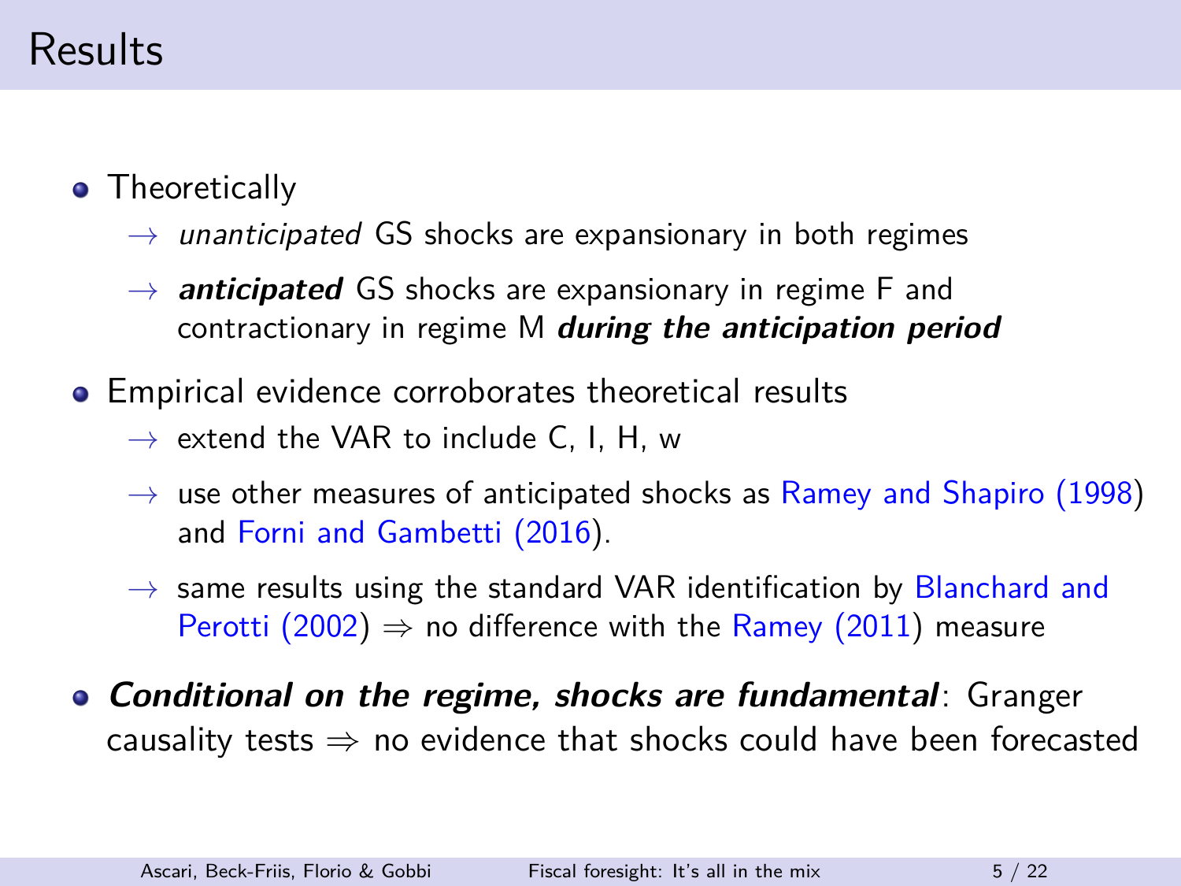# Results

- Theoretically
  - → *unanticipated* GS shocks are expansionary in both regimes
  - → ***anticipated*** GS shocks are expansionary in regime F and contractionary in regime M ***during the anticipation period***
- Empirical evidence corroborates theoretical results
  - → extend the VAR to include C, I, H, w
  - → use other measures of anticipated shocks as Ramey and Shapiro (1998) and Forni and Gambetti (2016).
  - → same results using the standard VAR identification by Blanchard and Perotti (2002) ⇒ no difference with the Ramey (2011) measure
- ***Conditional on the regime, shocks are fundamental***: Granger causality tests ⇒ no evidence that shocks could have been forecasted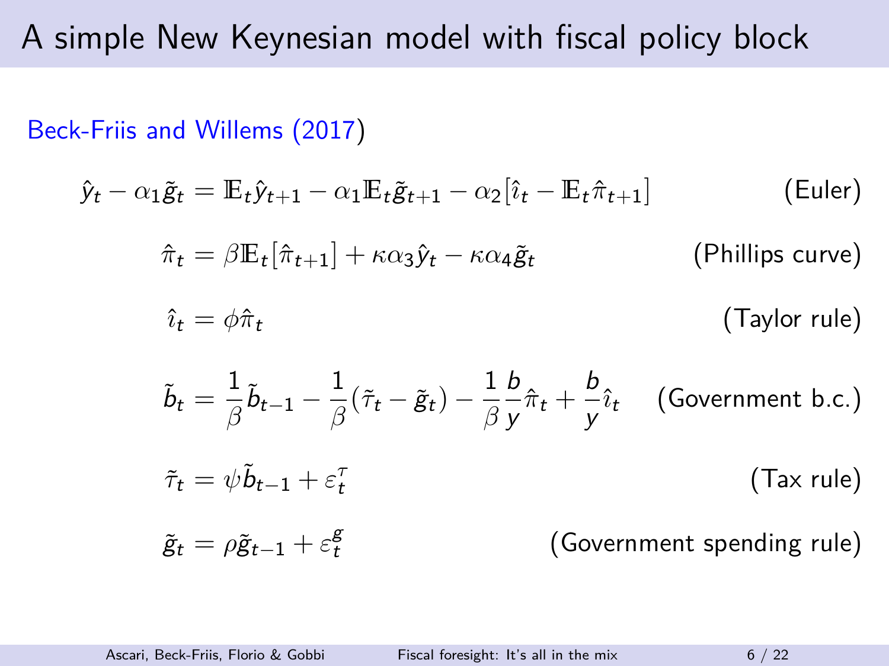# A simple New Keynesian model with fiscal policy block

Beck-Friis and Willems (2017)

$$\hat{y}_t - \alpha_1 \tilde{g}_t = \mathbb{E}_t \hat{y}_{t+1} - \alpha_1 \mathbb{E}_t \tilde{g}_{t+1} - \alpha_2 [\hat{\imath}_t - \mathbb{E}_t \hat{\pi}_{t+1}] \qquad \text{(Euler)}$$

$$\hat{\pi}_t = \beta \mathbb{E}_t [\hat{\pi}_{t+1}] + \kappa \alpha_3 \hat{y}_t - \kappa \alpha_4 \tilde{g}_t \qquad \text{(Phillips curve)}$$

$$\hat{\imath}_t = \phi \hat{\pi}_t \qquad \text{(Taylor rule)}$$

$$\tilde{b}_t = \frac{1}{\beta} \tilde{b}_{t-1} - \frac{1}{\beta} (\tilde{\tau}_t - \tilde{g}_t) - \frac{1}{\beta} \frac{b}{y} \hat{\pi}_t + \frac{b}{y} \hat{\imath}_t \qquad \text{(Government b.c.)}$$

$$\tilde{\tau}_t = \psi \tilde{b}_{t-1} + \varepsilon_t^{\tau} \qquad \text{(Tax rule)}$$

$$\tilde{g}_t = \rho \tilde{g}_{t-1} + \varepsilon_t^{g} \qquad \text{(Government spending rule)}$$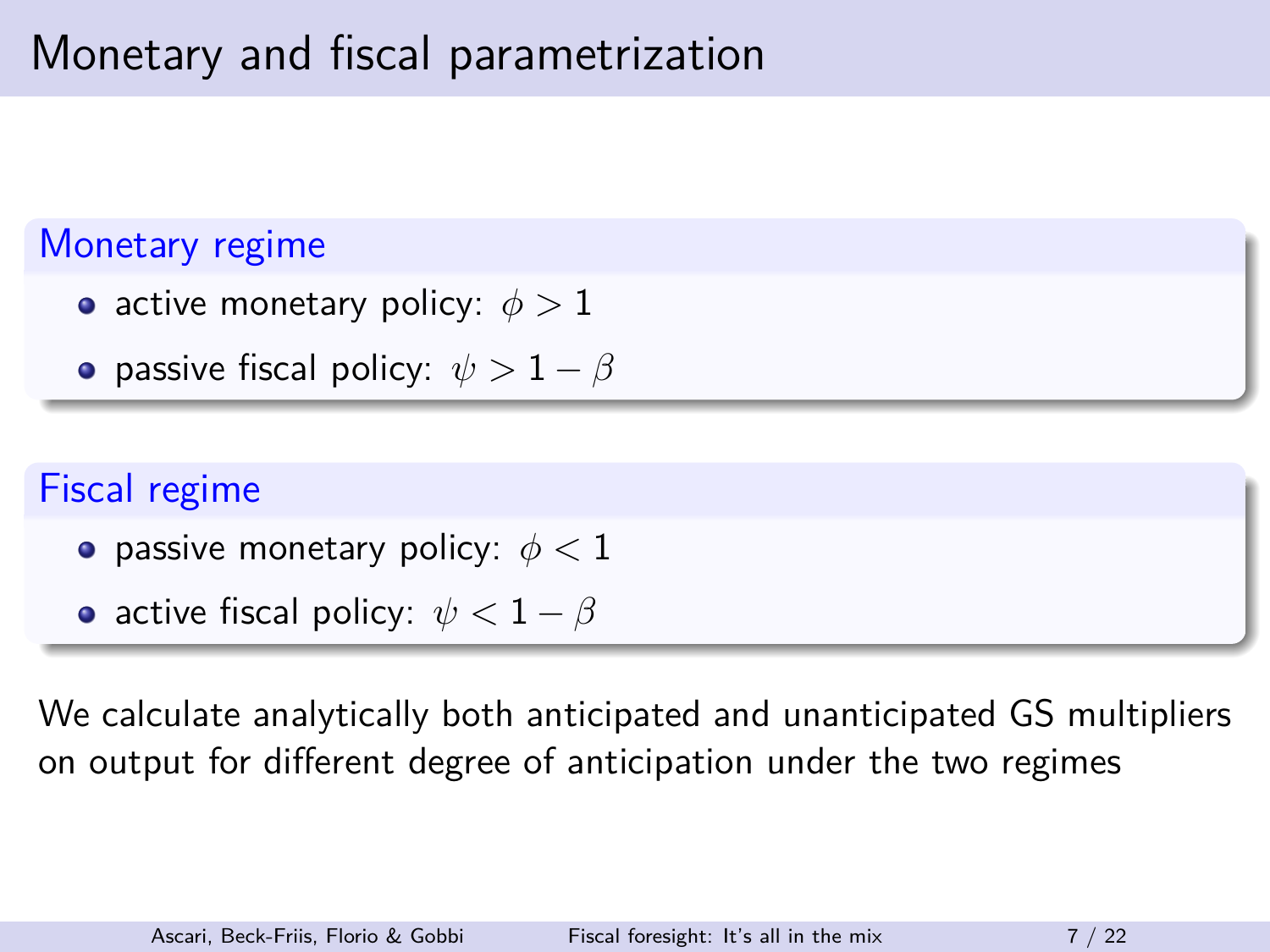# Monetary and fiscal parametrization

### Monetary regime

- active monetary policy: $\phi > 1$
- passive fiscal policy: $\psi > 1 - \beta$

### Fiscal regime

- passive monetary policy: $\phi < 1$
- active fiscal policy: $\psi < 1 - \beta$

We calculate analytically both anticipated and unanticipated GS multipliers on output for different degree of anticipation under the two regimes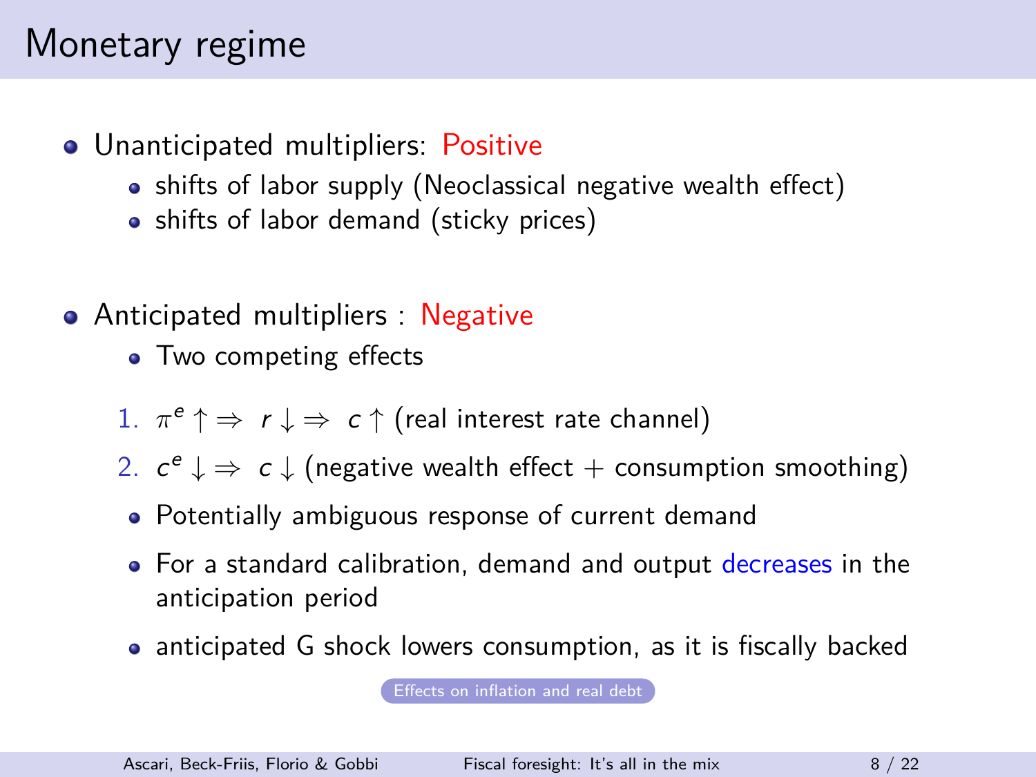# Monetary regime

- Unanticipated multipliers: Positive
  - shifts of labor supply (Neoclassical negative wealth effect)
  - shifts of labor demand (sticky prices)

- Anticipated multipliers : Negative
  - Two competing effects

  1. $\pi^e \uparrow \Rightarrow \; r \downarrow \Rightarrow \; c \uparrow$ (real interest rate channel)
  2. $c^e \downarrow \Rightarrow \; c \downarrow$ (negative wealth effect + consumption smoothing)

  - Potentially ambiguous response of current demand
  - For a standard calibration, demand and output decreases in the anticipation period
  - anticipated G shock lowers consumption, as it is fiscally backed

Effects on inflation and real debt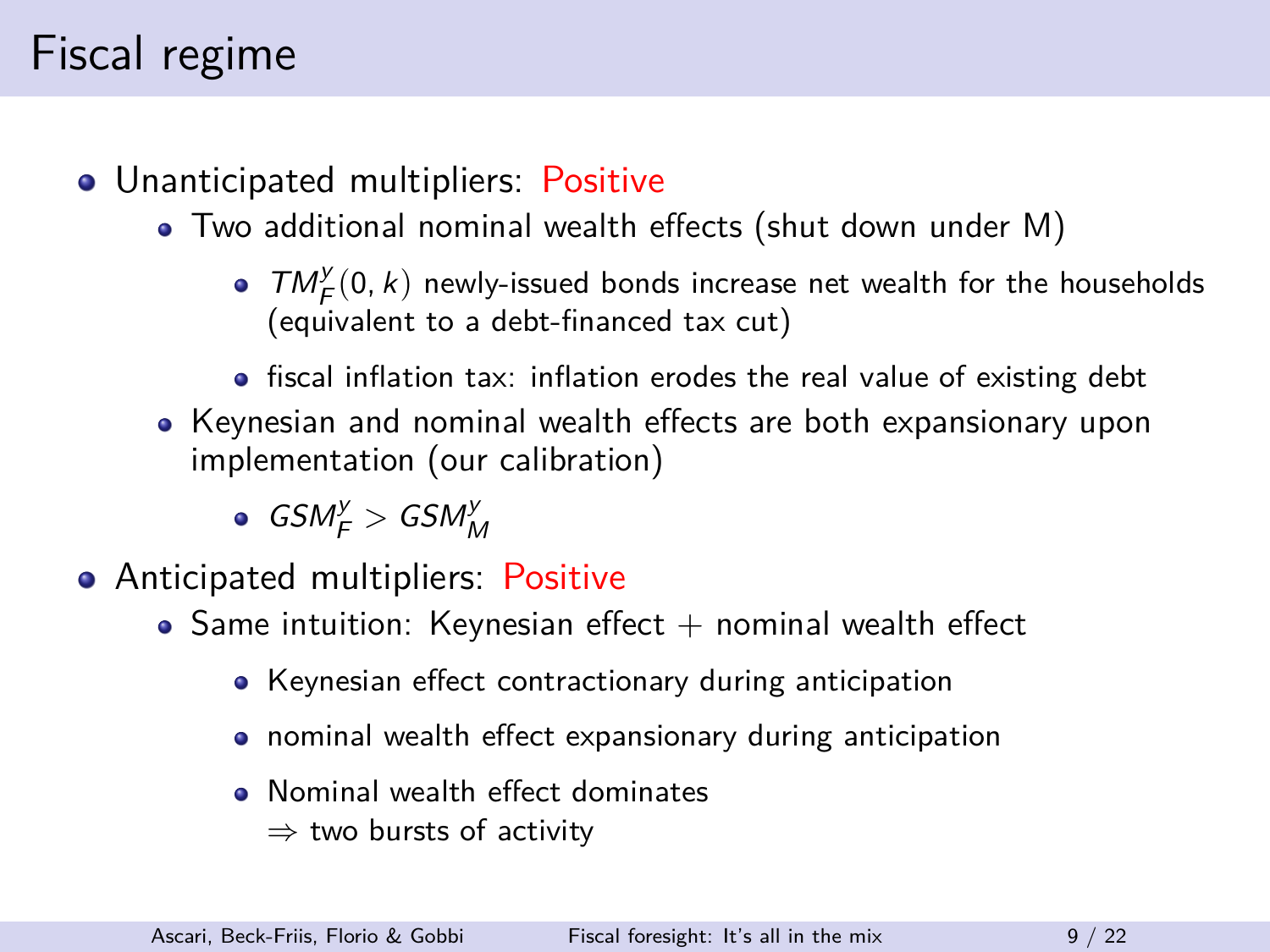# Fiscal regime

- Unanticipated multipliers: Positive
  - Two additional nominal wealth effects (shut down under M)
    - $TM_F^y(0,k)$ newly-issued bonds increase net wealth for the households (equivalent to a debt-financed tax cut)
    - fiscal inflation tax: inflation erodes the real value of existing debt
  - Keynesian and nominal wealth effects are both expansionary upon implementation (our calibration)
    - $GSM_F^y > GSM_M^y$
- Anticipated multipliers: Positive
  - Same intuition: Keynesian effect + nominal wealth effect
    - Keynesian effect contractionary during anticipation
    - nominal wealth effect expansionary during anticipation
    - Nominal wealth effect dominates
      $\Rightarrow$ two bursts of activity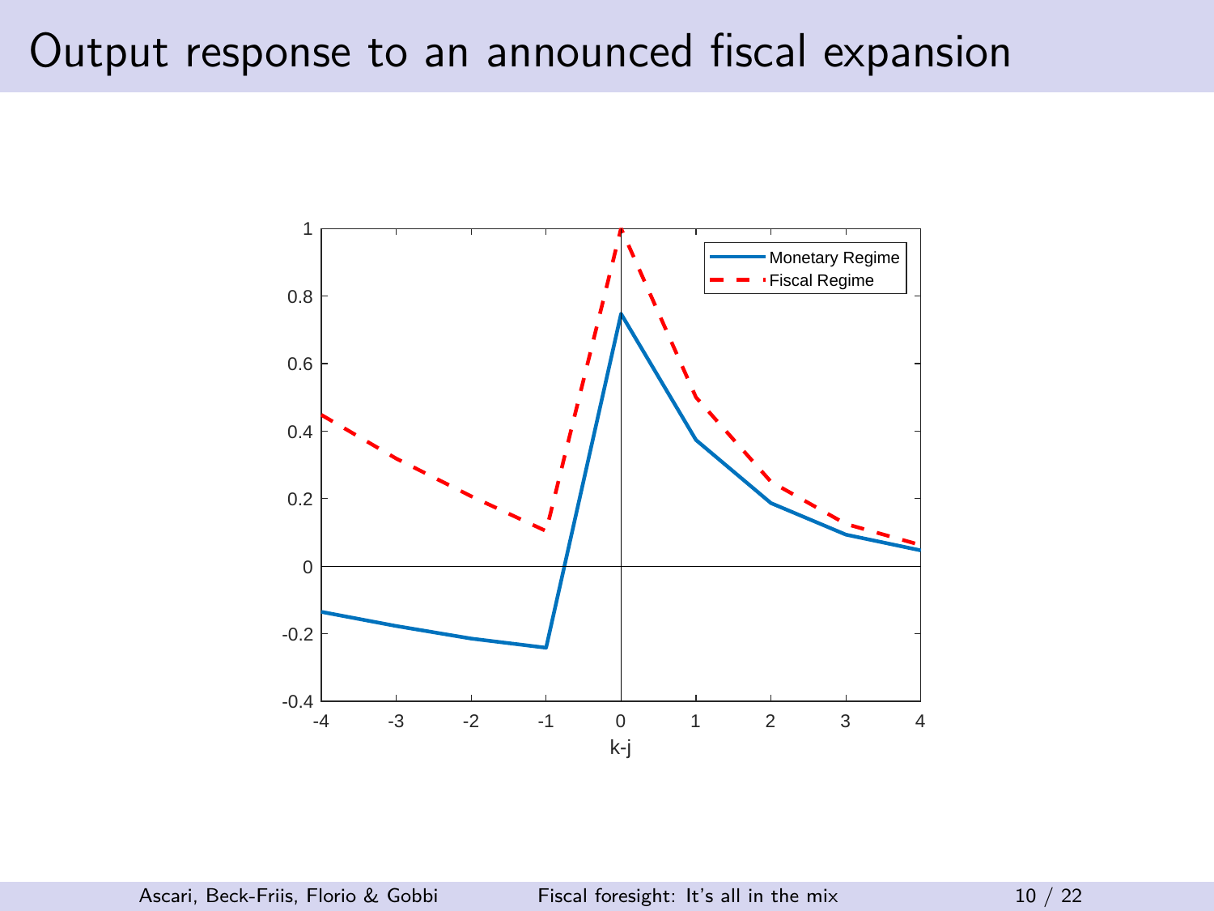# Output response to an announced fiscal expansion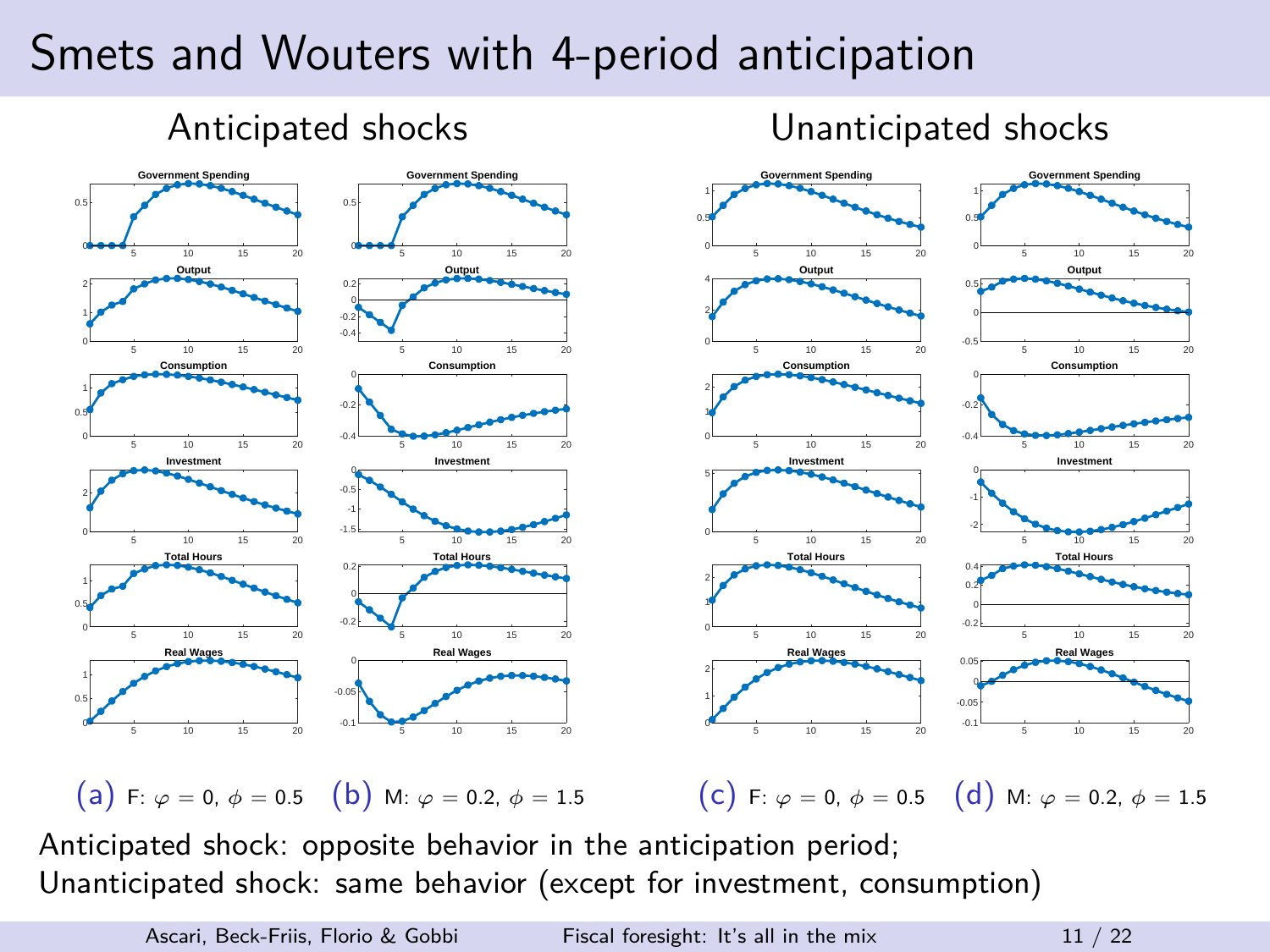# Smets and Wouters with 4-period anticipation

## Anticipated shocks

## Unanticipated shocks

(a) F: $\varphi = 0$, $\phi = 0.5$ (b) M: $\varphi = 0.2$, $\phi = 1.5$ (c) F: $\varphi = 0$, $\phi = 0.5$ (d) M: $\varphi = 0.2$, $\phi = 1.5$

Anticipated shock: opposite behavior in the anticipation period;
Unanticipated shock: same behavior (except for investment, consumption)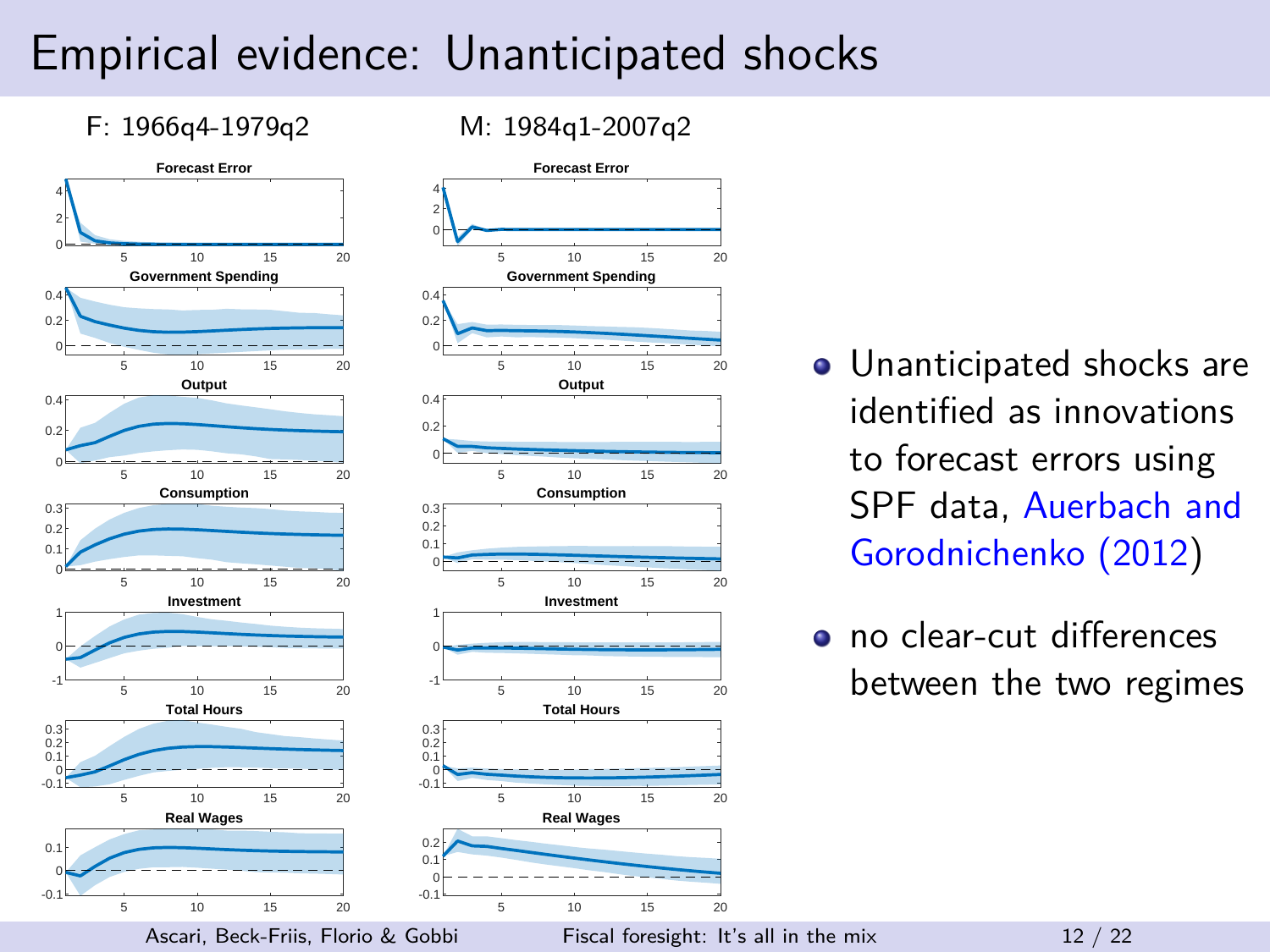# Empirical evidence: Unanticipated shocks

F: 1966q4-1979q2

M: 1984q1-2007q2

Forecast Error

Government Spending

Output

Consumption

Investment

Total Hours

Real Wages

- Unanticipated shocks are identified as innovations to forecast errors using SPF data, Auerbach and Gorodnichenko (2012)
- no clear-cut differences between the two regimes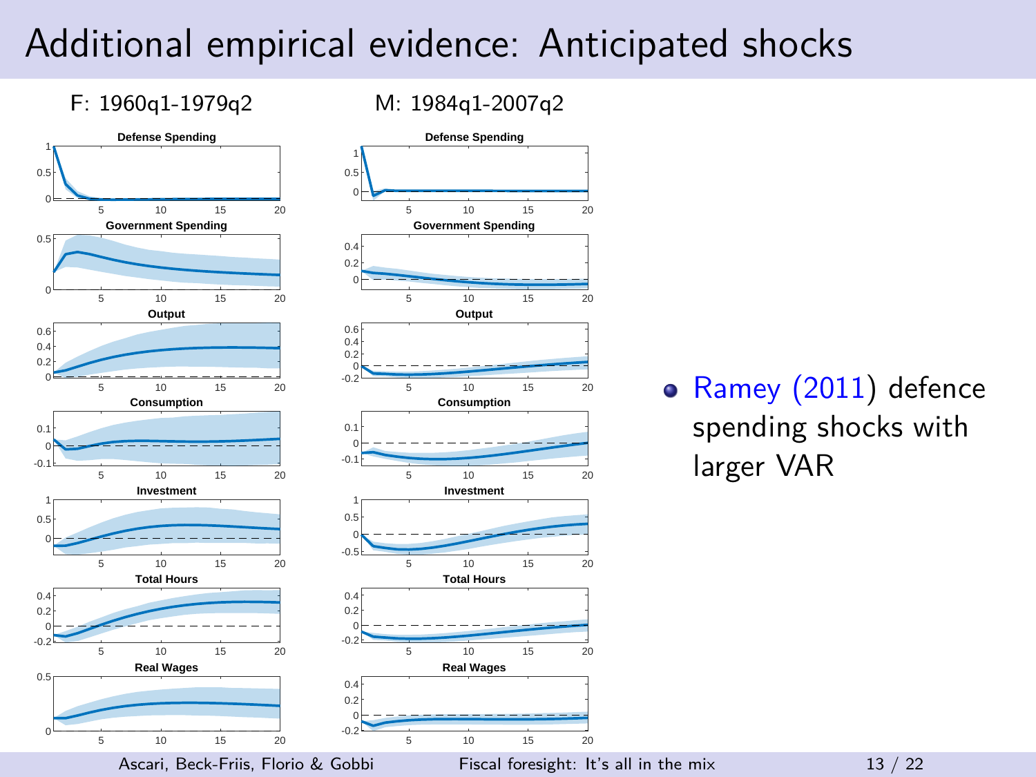# Additional empirical evidence: Anticipated shocks

F: 1960q1-1979q2

M: 1984q1-2007q2

- Ramey (2011) defence spending shocks with larger VAR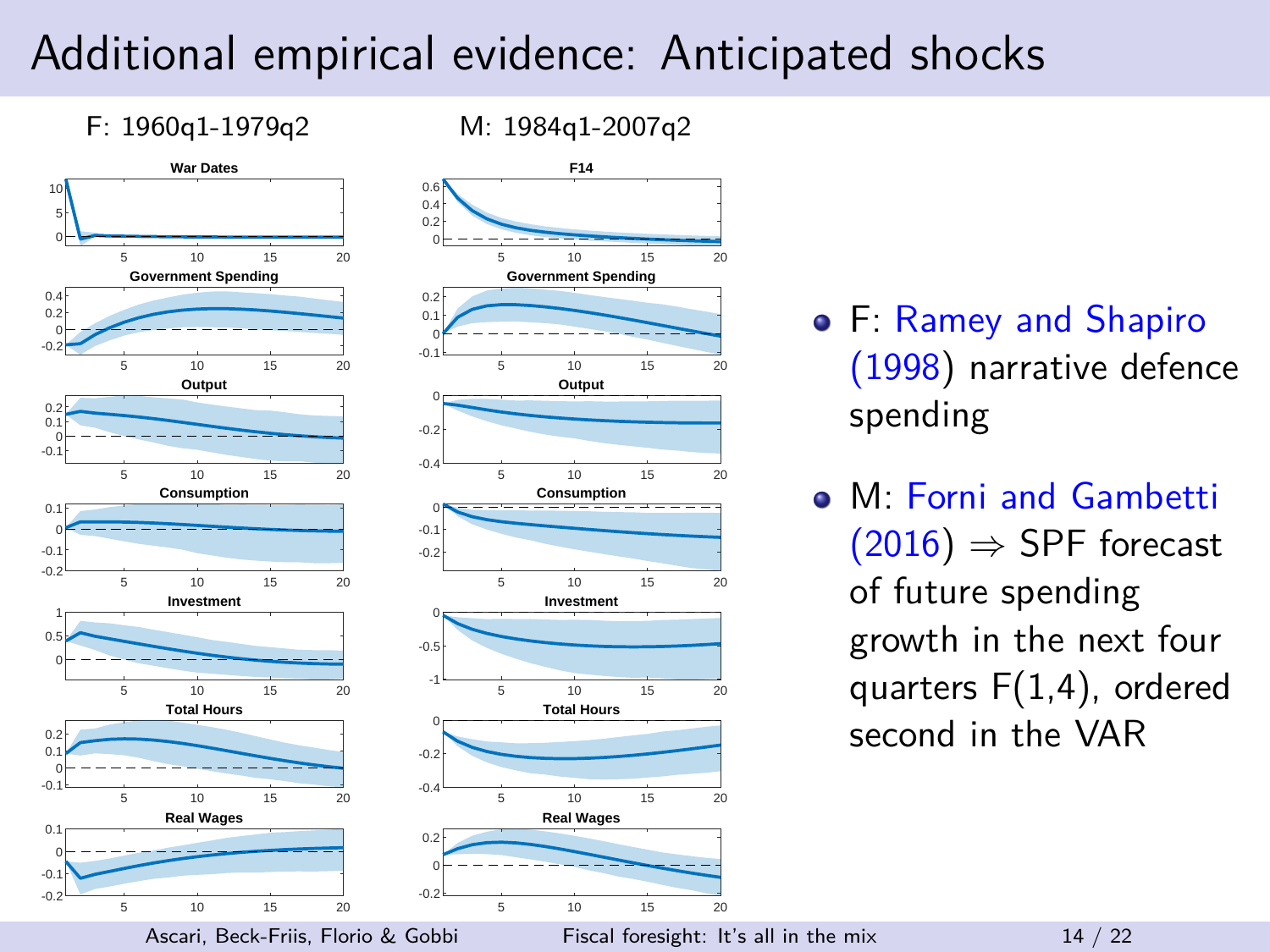# Additional empirical evidence: Anticipated shocks

F: 1960q1-1979q2

War Dates

Government Spending

Output

Consumption

Investment

Total Hours

Real Wages

M: 1984q1-2007q2

F14

Government Spending

Output

Consumption

Investment

Total Hours

Real Wages

- F: Ramey and Shapiro (1998) narrative defence spending
- M: Forni and Gambetti (2016) ⇒ SPF forecast of future spending growth in the next four quarters F(1,4), ordered second in the VAR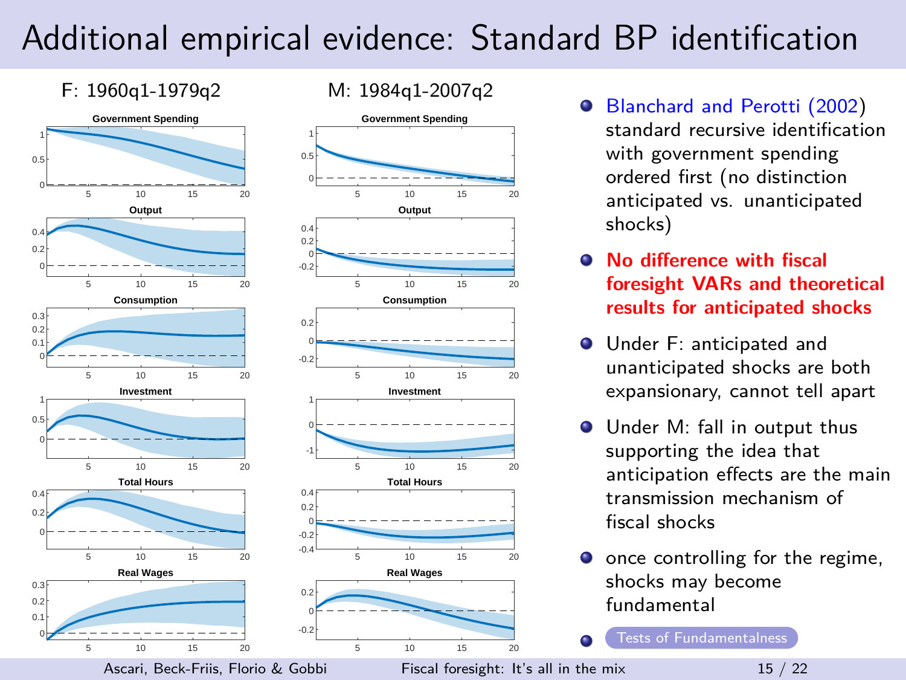# Additional empirical evidence: Standard BP identification

F: 1960q1-1979q2

M: 1984q1-2007q2

- Blanchard and Perotti (2002) standard recursive identification with government spending ordered first (no distinction anticipated vs. unanticipated shocks)
- **No difference with fiscal foresight VARs and theoretical results for anticipated shocks**
- Under F: anticipated and unanticipated shocks are both expansionary, cannot tell apart
- Under M: fall in output thus supporting the idea that anticipation effects are the main transmission mechanism of fiscal shocks
- once controlling for the regime, shocks may become fundamental
- Tests of Fundamentalness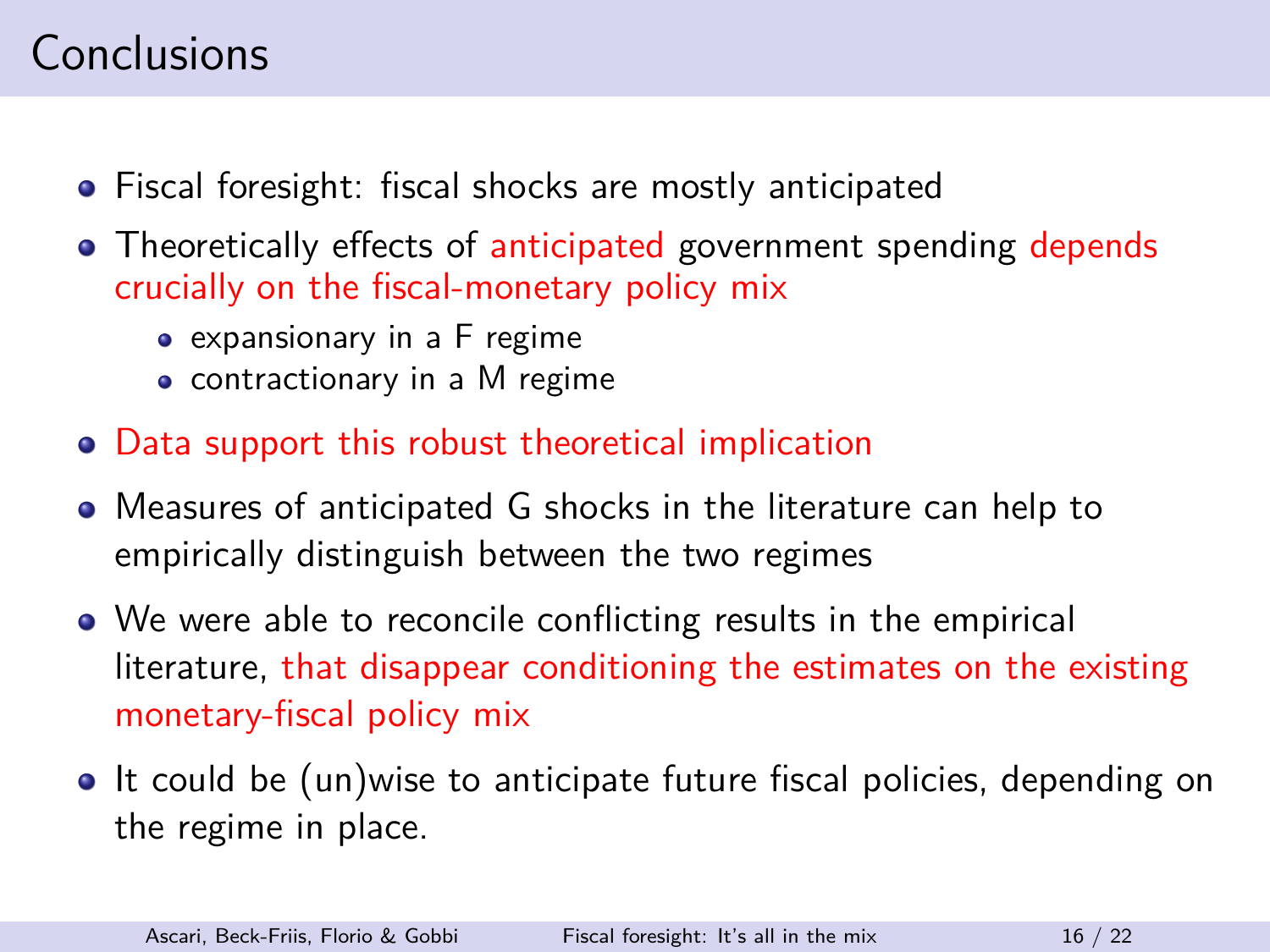# Conclusions

- Fiscal foresight: fiscal shocks are mostly anticipated
- Theoretically effects of anticipated government spending depends crucially on the fiscal-monetary policy mix
  - expansionary in a F regime
  - contractionary in a M regime
- Data support this robust theoretical implication
- Measures of anticipated G shocks in the literature can help to empirically distinguish between the two regimes
- We were able to reconcile conflicting results in the empirical literature, that disappear conditioning the estimates on the existing monetary-fiscal policy mix
- It could be (un)wise to anticipate future fiscal policies, depending on the regime in place.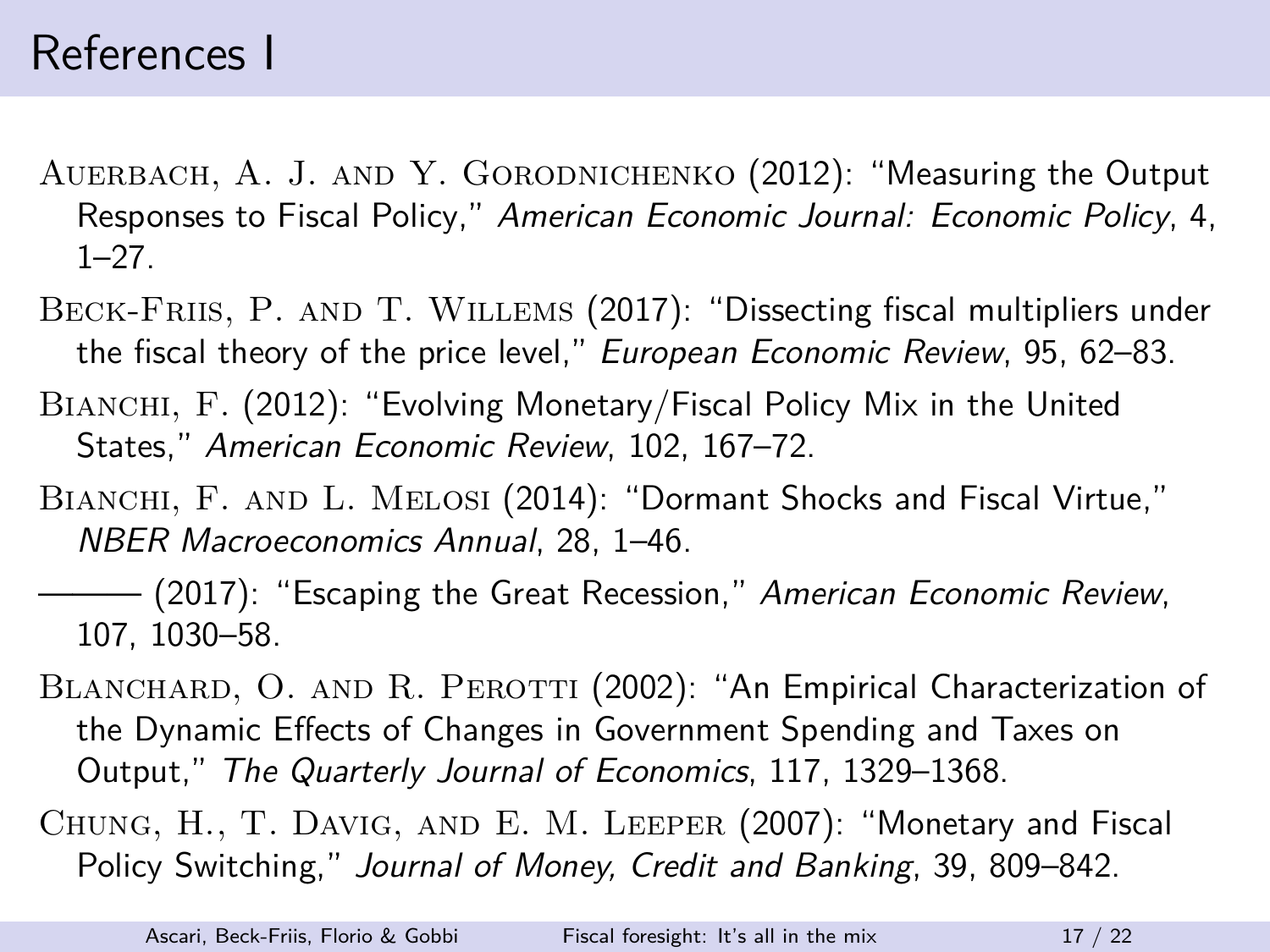# References I

Auerbach, A. J. and Y. Gorodnichenko (2012): "Measuring the Output Responses to Fiscal Policy," *American Economic Journal: Economic Policy*, 4, 1–27.

Beck-Friis, P. and T. Willems (2017): "Dissecting fiscal multipliers under the fiscal theory of the price level," *European Economic Review*, 95, 62–83.

Bianchi, F. (2012): "Evolving Monetary/Fiscal Policy Mix in the United States," *American Economic Review*, 102, 167–72.

Bianchi, F. and L. Melosi (2014): "Dormant Shocks and Fiscal Virtue," *NBER Macroeconomics Annual*, 28, 1–46.

——— (2017): "Escaping the Great Recession," *American Economic Review*, 107, 1030–58.

Blanchard, O. and R. Perotti (2002): "An Empirical Characterization of the Dynamic Effects of Changes in Government Spending and Taxes on Output," *The Quarterly Journal of Economics*, 117, 1329–1368.

Chung, H., T. Davig, and E. M. Leeper (2007): "Monetary and Fiscal Policy Switching," *Journal of Money, Credit and Banking*, 39, 809–842.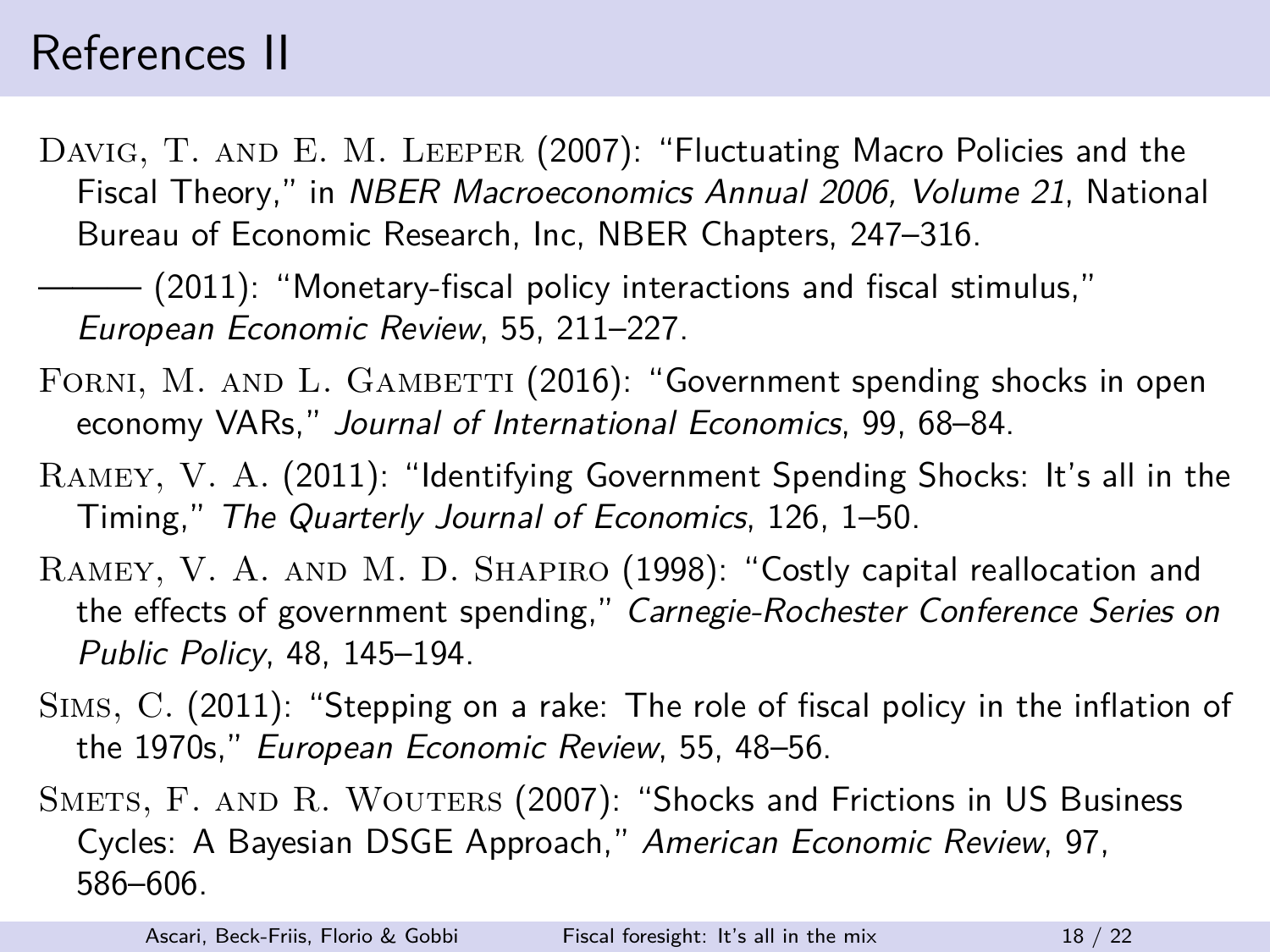# References II

Davig, T. and E. M. Leeper (2007): "Fluctuating Macro Policies and the Fiscal Theory," in *NBER Macroeconomics Annual 2006, Volume 21*, National Bureau of Economic Research, Inc, NBER Chapters, 247–316.

——— (2011): "Monetary-fiscal policy interactions and fiscal stimulus," *European Economic Review*, 55, 211–227.

Forni, M. and L. Gambetti (2016): "Government spending shocks in open economy VARs," *Journal of International Economics*, 99, 68–84.

Ramey, V. A. (2011): "Identifying Government Spending Shocks: It's all in the Timing," *The Quarterly Journal of Economics*, 126, 1–50.

Ramey, V. A. and M. D. Shapiro (1998): "Costly capital reallocation and the effects of government spending," *Carnegie-Rochester Conference Series on Public Policy*, 48, 145–194.

Sims, C. (2011): "Stepping on a rake: The role of fiscal policy in the inflation of the 1970s," *European Economic Review*, 55, 48–56.

Smets, F. and R. Wouters (2007): "Shocks and Frictions in US Business Cycles: A Bayesian DSGE Approach," *American Economic Review*, 97, 586–606.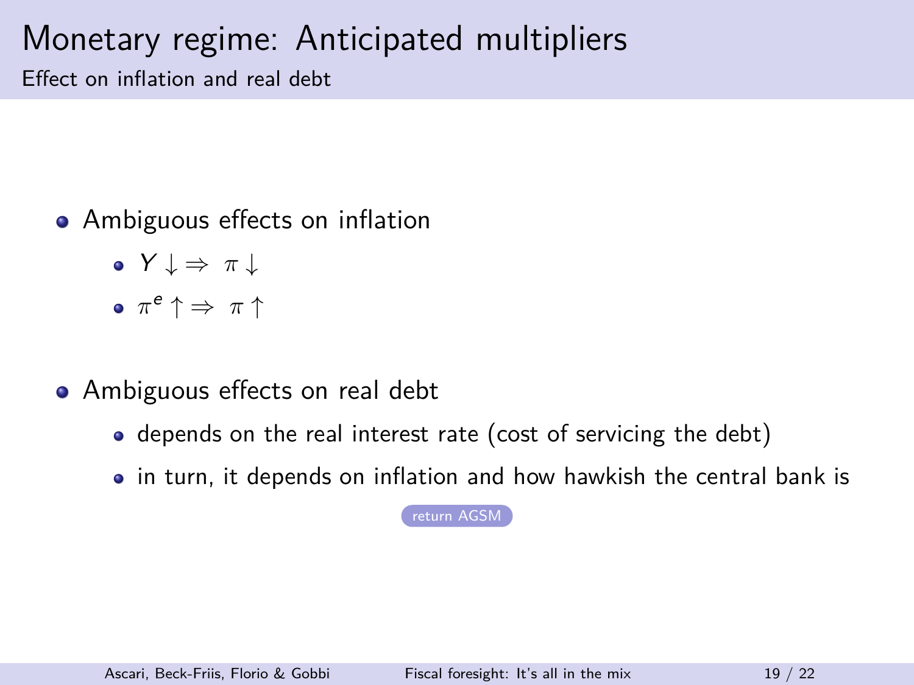# Monetary regime: Anticipated multipliers

## Effect on inflation and real debt

- Ambiguous effects on inflation
  - $Y \downarrow \Rightarrow \pi \downarrow$
  - $\pi^e \uparrow \Rightarrow \pi \uparrow$
- Ambiguous effects on real debt
  - depends on the real interest rate (cost of servicing the debt)
  - in turn, it depends on inflation and how hawkish the central bank is

return AGSM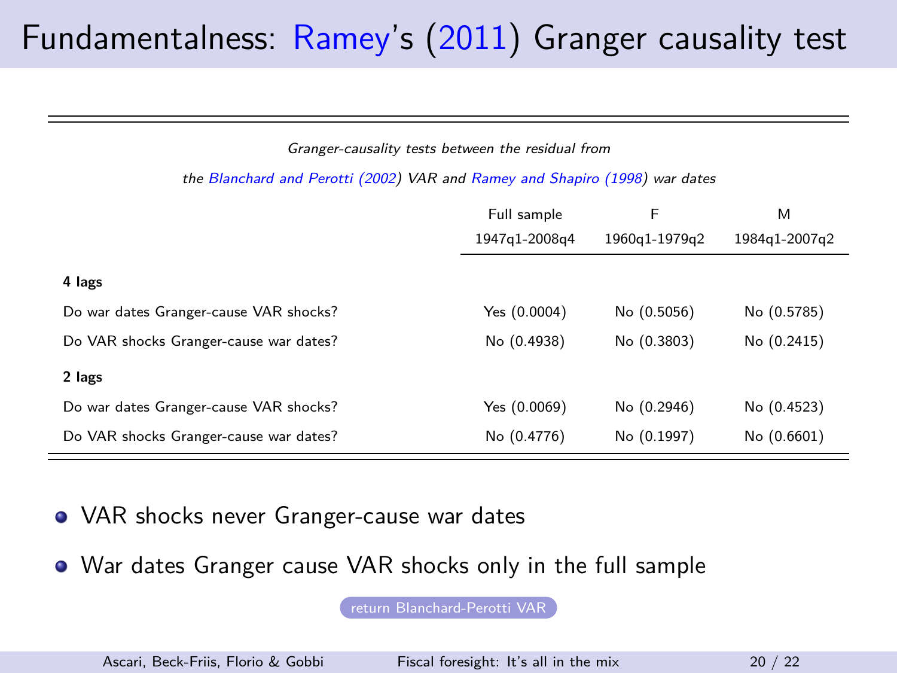# Fundamentalness: Ramey's (2011) Granger causality test

*Granger-causality tests between the residual from the Blanchard and Perotti (2002) VAR and Ramey and Shapiro (1998) war dates*

| | Full sample | F | M |
|---|---|---|---|
| | 1947q1-2008q4 | 1960q1-1979q2 | 1984q1-2007q2 |
| **4 lags** | | | |
| Do war dates Granger-cause VAR shocks? | Yes (0.0004) | No (0.5056) | No (0.5785) |
| Do VAR shocks Granger-cause war dates? | No (0.4938) | No (0.3803) | No (0.2415) |
| **2 lags** | | | |
| Do war dates Granger-cause VAR shocks? | Yes (0.0069) | No (0.2946) | No (0.4523) |
| Do VAR shocks Granger-cause war dates? | No (0.4776) | No (0.1997) | No (0.6601) |

- VAR shocks never Granger-cause war dates
- War dates Granger cause VAR shocks only in the full sample

return Blanchard-Perotti VAR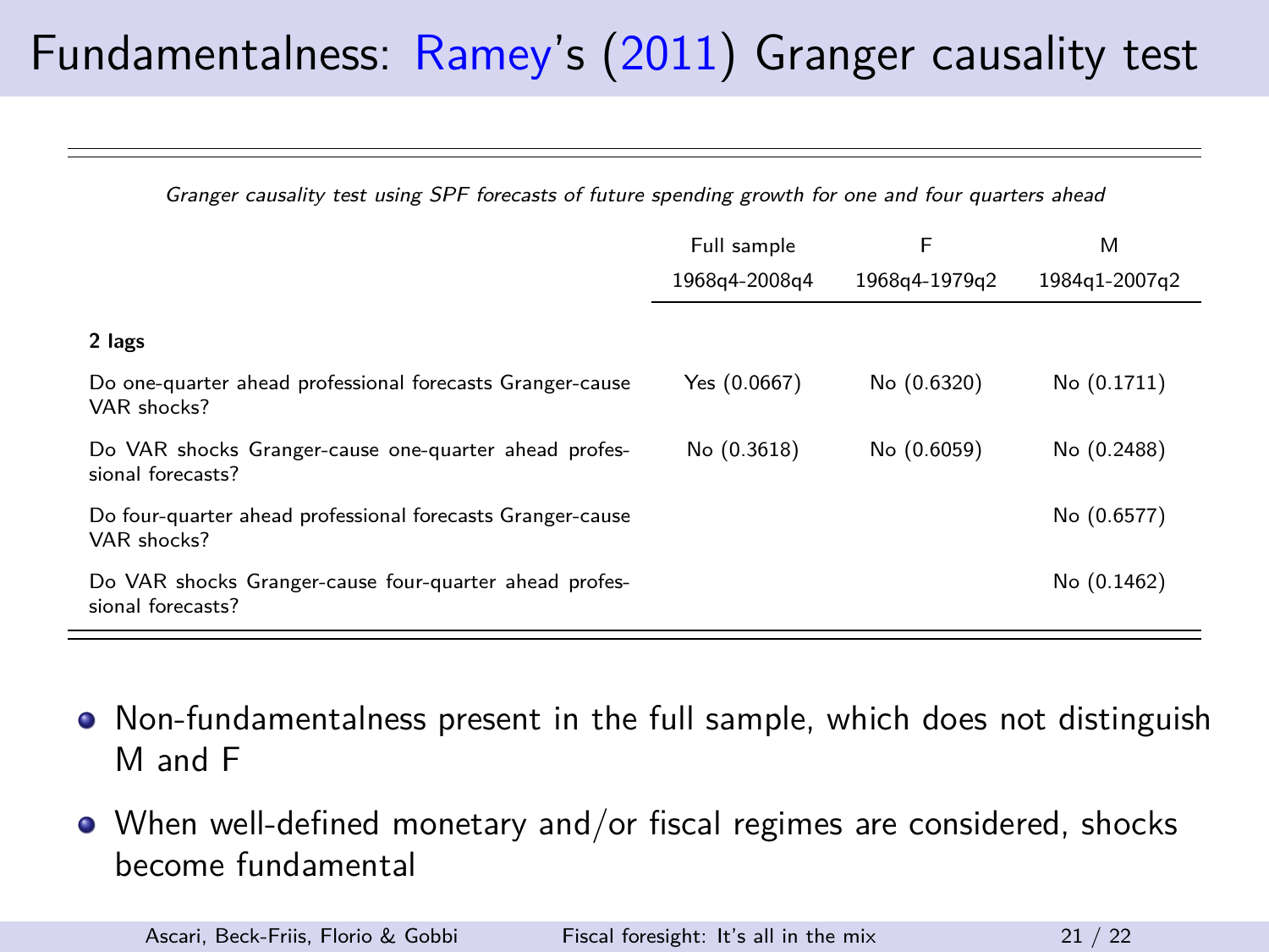# Fundamentalness: Ramey's (2011) Granger causality test

*Granger causality test using SPF forecasts of future spending growth for one and four quarters ahead*

| | Full sample | F | M |
|---|---|---|---|
| | 1968q4-2008q4 | 1968q4-1979q2 | 1984q1-2007q2 |
| **2 lags** | | | |
| Do one-quarter ahead professional forecasts Granger-cause VAR shocks? | Yes (0.0667) | No (0.6320) | No (0.1711) |
| Do VAR shocks Granger-cause one-quarter ahead professional forecasts? | No (0.3618) | No (0.6059) | No (0.2488) |
| Do four-quarter ahead professional forecasts Granger-cause VAR shocks? | | | No (0.6577) |
| Do VAR shocks Granger-cause four-quarter ahead professional forecasts? | | | No (0.1462) |

- Non-fundamentalness present in the full sample, which does not distinguish M and F
- When well-defined monetary and/or fiscal regimes are considered, shocks become fundamental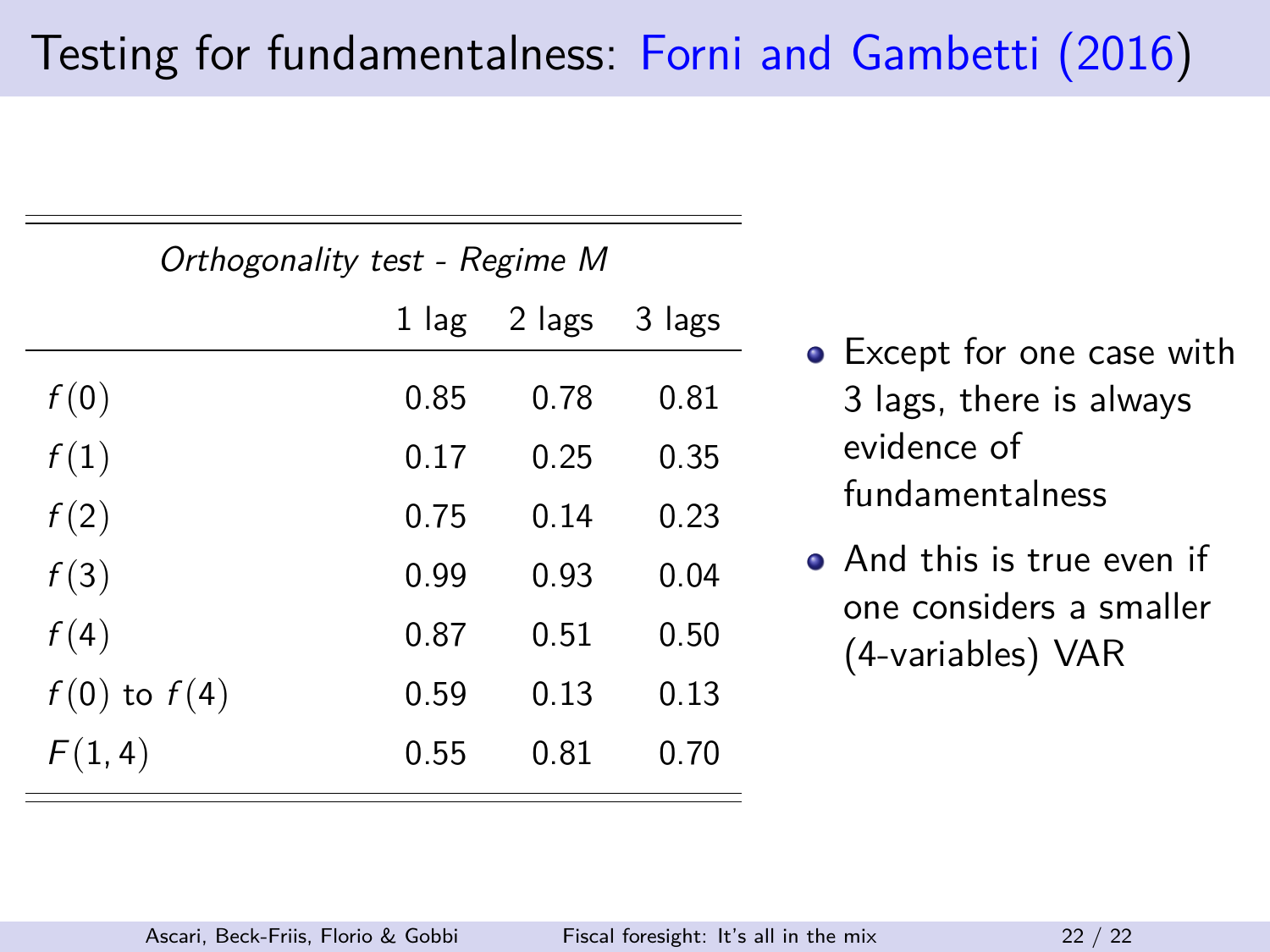# Testing for fundamentalness: Forni and Gambetti (2016)

| *Orthogonality test - Regime M* | | | |
|---|---|---|---|
| | 1 lag | 2 lags | 3 lags |
| $f(0)$ | 0.85 | 0.78 | 0.81 |
| $f(1)$ | 0.17 | 0.25 | 0.35 |
| $f(2)$ | 0.75 | 0.14 | 0.23 |
| $f(3)$ | 0.99 | 0.93 | 0.04 |
| $f(4)$ | 0.87 | 0.51 | 0.50 |
| $f(0)$ to $f(4)$ | 0.59 | 0.13 | 0.13 |
| $F(1,4)$ | 0.55 | 0.81 | 0.70 |

- Except for one case with 3 lags, there is always evidence of fundamentalness
- And this is true even if one considers a smaller (4-variables) VAR